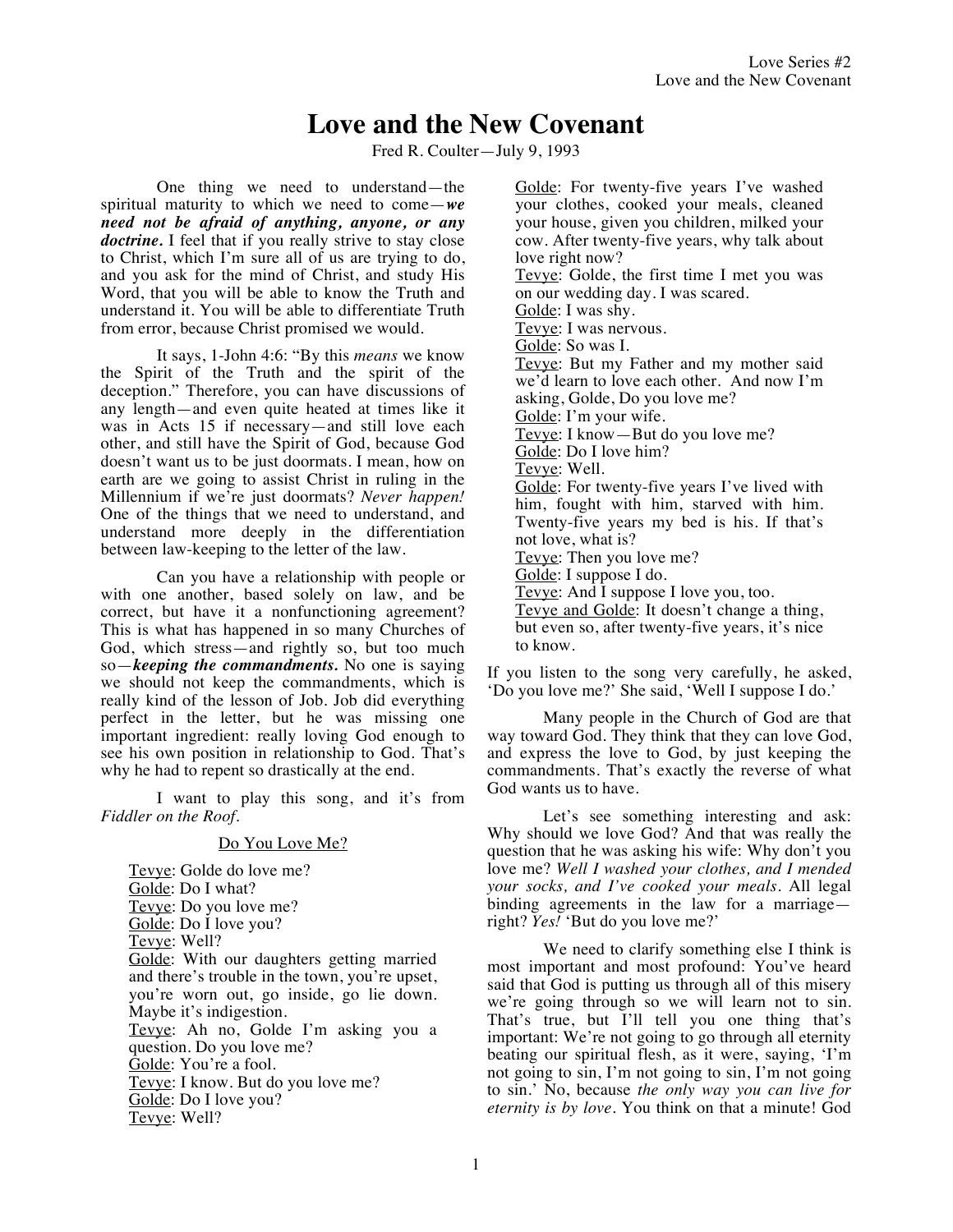# Love and the New Covenant

Fred R. Coulter—July 9, 1993

One thing we need to understand—the spiritual maturity to which we need to come—***we need not be afraid of anything, anyone, or any doctrine.*** I feel that if you really strive to stay close to Christ, which I'm sure all of us are trying to do, and you ask for the mind of Christ, and study His Word, that you will be able to know the Truth and understand it. You will be able to differentiate Truth from error, because Christ promised we would.

It says, 1-John 4:6: "By this *means* we know the Spirit of the Truth and the spirit of the deception." Therefore, you can have discussions of any length—and even quite heated at times like it was in Acts 15 if necessary—and still love each other, and still have the Spirit of God, because God doesn't want us to be just doormats. I mean, how on earth are we going to assist Christ in ruling in the Millennium if we're just doormats? *Never happen!* One of the things that we need to understand, and understand more deeply in the differentiation between law-keeping to the letter of the law.

Can you have a relationship with people or with one another, based solely on law, and be correct, but have it a nonfunctioning agreement? This is what has happened in so many Churches of God, which stress—and rightly so, but too much so—***keeping the commandments.*** No one is saying we should not keep the commandments, which is really kind of the lesson of Job. Job did everything perfect in the letter, but he was missing one important ingredient: really loving God enough to see his own position in relationship to God. That's why he had to repent so drastically at the end.

I want to play this song, and it's from *Fiddler on the Roof*.

Do You Love Me?

> Tevye: Golde do love me?
> Golde: Do I what?
> Tevye: Do you love me?
> Golde: Do I love you?
> Tevye: Well?
> Golde: With our daughters getting married and there's trouble in the town, you're upset, you're worn out, go inside, go lie down. Maybe it's indigestion.
> Tevye: Ah no, Golde I'm asking you a question. Do you love me?
> Golde: You're a fool.
> Tevye: I know. But do you love me?
> Golde: Do I love you?
> Tevye: Well?
> Golde: For twenty-five years I've washed your clothes, cooked your meals, cleaned your house, given you children, milked your cow. After twenty-five years, why talk about love right now?
> Tevye: Golde, the first time I met you was on our wedding day. I was scared.
> Golde: I was shy.
> Tevye: I was nervous.
> Golde: So was I.
> Tevye: But my Father and my mother said we'd learn to love each other. And now I'm asking, Golde, Do you love me?
> Golde: I'm your wife.
> Tevye: I know—But do you love me?
> Golde: Do I love him?
> Tevye: Well.
> Golde: For twenty-five years I've lived with him, fought with him, starved with him. Twenty-five years my bed is his. If that's not love, what is?
> Tevye: Then you love me?
> Golde: I suppose I do.
> Tevye: And I suppose I love you, too.
> Tevye and Golde: It doesn't change a thing, but even so, after twenty-five years, it's nice to know.

If you listen to the song very carefully, he asked, 'Do you love me?' She said, 'Well I suppose I do.'

Many people in the Church of God are that way toward God. They think that they can love God, and express the love to God, by just keeping the commandments. That's exactly the reverse of what God wants us to have.

Let's see something interesting and ask: Why should we love God? And that was really the question that he was asking his wife: Why don't you love me? *Well I washed your clothes, and I mended your socks, and I've cooked your meals*. All legal binding agreements in the law for a marriage—right? *Yes!* 'But do you love me?'

We need to clarify something else I think is most important and most profound: You've heard said that God is putting us through all of this misery we're going through so we will learn not to sin. That's true, but I'll tell you one thing that's important: We're not going to go through all eternity beating our spiritual flesh, as it were, saying, 'I'm not going to sin, I'm not going to sin, I'm not going to sin.' No, because *the only way you can live for eternity is by love*. You think on that a minute! God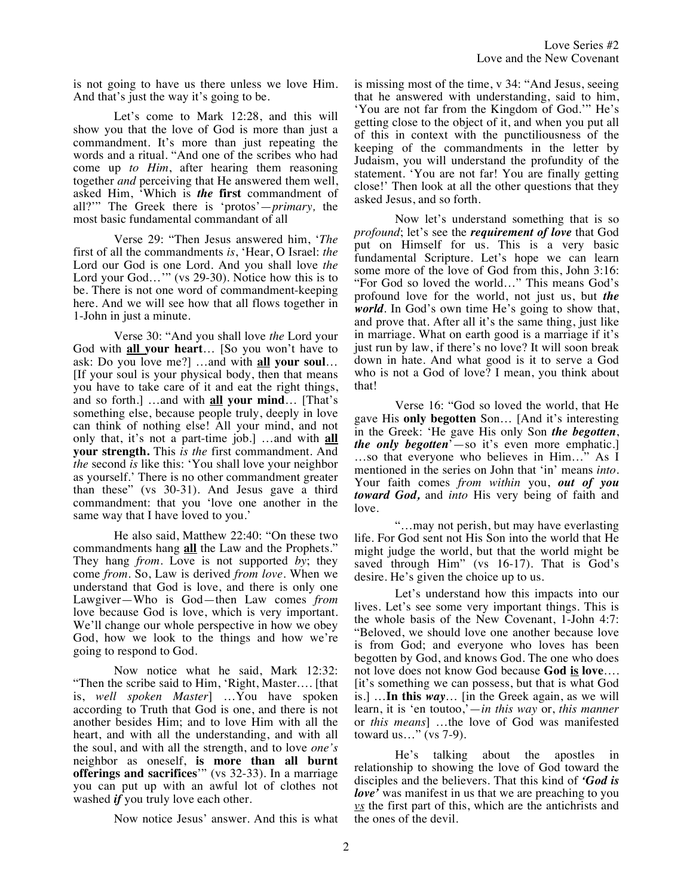is not going to have us there unless we love Him. And that's just the way it's going to be.

Let's come to Mark 12:28, and this will show you that the love of God is more than just a commandment. It's more than just repeating the words and a ritual. "And one of the scribes who had come up *to Him*, after hearing them reasoning together *and* perceiving that He answered them well, asked Him, 'Which is ***the*** **first** commandment of all?'" The Greek there is 'protos'—*primary,* the most basic fundamental commandant of all

Verse 29: "Then Jesus answered him, '*The* first of all the commandments *is*, 'Hear, O Israel: *the* Lord our God is one Lord. And you shall love *the* Lord your God…'" (vs 29-30). Notice how this is to be. There is not one word of commandment-keeping here. And we will see how that all flows together in 1-John in just a minute.

Verse 30: "And you shall love *the* Lord your God with **all your heart**… [So you won't have to ask: Do you love me?] …and with **all your soul**… [If your soul is your physical body, then that means you have to take care of it and eat the right things, and so forth.] …and with **all your mind**… [That's something else, because people truly, deeply in love can think of nothing else! All your mind, and not only that, it's not a part-time job.] …and with **all your strength.** This *is the* first commandment. And *the* second *is* like this: 'You shall love your neighbor as yourself.' There is no other commandment greater than these" (vs 30-31). And Jesus gave a third commandment: that you 'love one another in the same way that I have loved to you.'

He also said, Matthew 22:40: "On these two commandments hang **all** the Law and the Prophets." They hang *from*. Love is not supported *by*; they come *from*. So, Law is derived *from love*. When we understand that God is love, and there is only one Lawgiver—Who is God—then Law comes *from* love because God is love, which is very important. We'll change our whole perspective in how we obey God, how we look to the things and how we're going to respond to God.

Now notice what he said, Mark 12:32: "Then the scribe said to Him, 'Right, Master…. [that is, *well spoken Master*] …You have spoken according to Truth that God is one, and there is not another besides Him; and to love Him with all the heart, and with all the understanding, and with all the soul, and with all the strength, and to love *one's* neighbor as oneself, **is more than all burnt offerings and sacrifices**'" (vs 32-33). In a marriage you can put up with an awful lot of clothes not washed ***if*** you truly love each other.

Now notice Jesus' answer. And this is what is missing most of the time, v 34: "And Jesus, seeing that he answered with understanding, said to him, 'You are not far from the Kingdom of God.'" He's getting close to the object of it, and when you put all of this in context with the punctiliousness of the keeping of the commandments in the letter by Judaism, you will understand the profundity of the statement. 'You are not far! You are finally getting close!' Then look at all the other questions that they asked Jesus, and so forth.

Now let's understand something that is so *profound*; let's see the ***requirement of love*** that God put on Himself for us. This is a very basic fundamental Scripture. Let's hope we can learn some more of the love of God from this, John 3:16: "For God so loved the world…" This means God's profound love for the world, not just us, but ***the world***. In God's own time He's going to show that, and prove that. After all it's the same thing, just like in marriage. What on earth good is a marriage if it's just run by law, if there's no love? It will soon break down in hate. And what good is it to serve a God who is not a God of love? I mean, you think about that!

Verse 16: "God so loved the world, that He gave His **only begotten** Son… [And it's interesting in the Greek: 'He gave His only Son ***the begotten***, ***the only begotten***'—so it's even more emphatic.] …so that everyone who believes in Him…" As I mentioned in the series on John that 'in' means *into*. Your faith comes *from within* you, ***out of you toward God,*** and *into* His very being of faith and love.

"…may not perish, but may have everlasting life. For God sent not His Son into the world that He might judge the world, but that the world might be saved through Him" (vs 16-17). That is God's desire. He's given the choice up to us.

Let's understand how this impacts into our lives. Let's see some very important things. This is the whole basis of the New Covenant, 1-John 4:7: "Beloved, we should love one another because love is from God; and everyone who loves has been begotten by God, and knows God. The one who does not love does not know God because **God is love**…. [it's something we can possess, but that is what God is.] …**In this *way***… [in the Greek again, as we will learn, it is 'en toutoo,'—*in this way* or, *this manner* or *this means*] …the love of God was manifested toward us…" (vs 7-9).

He's talking about the apostles in relationship to showing the love of God toward the disciples and the believers. That this kind of ***'God is love'*** was manifest in us that we are preaching to you *vs* the first part of this, which are the antichrists and the ones of the devil.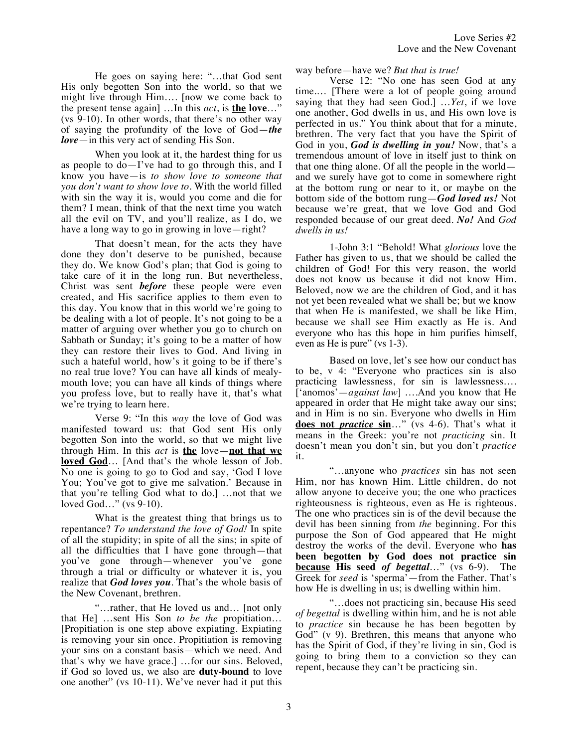He goes on saying here: "…that God sent His only begotten Son into the world, so that we might live through Him…. [now we come back to the present tense again] …In this *act*, is **<u>the</u> love**…" (vs 9-10). In other words, that there's no other way of saying the profundity of the love of God—***the love***—in this very act of sending His Son.

When you look at it, the hardest thing for us as people to do—I've had to go through this, and I know you have—is *to show love to someone that you don't want to show love to*. With the world filled with sin the way it is, would you come and die for them? I mean, think of that the next time you watch all the evil on TV, and you'll realize, as I do, we have a long way to go in growing in love—right?

That doesn't mean, for the acts they have done they don't deserve to be punished, because they do. We know God's plan; that God is going to take care of it in the long run. But nevertheless, Christ was sent ***before*** these people were even created, and His sacrifice applies to them even to this day. You know that in this world we're going to be dealing with a lot of people. It's not going to be a matter of arguing over whether you go to church on Sabbath or Sunday; it's going to be a matter of how they can restore their lives to God. And living in such a hateful world, how's it going to be if there's no real true love? You can have all kinds of mealy-mouth love; you can have all kinds of things where you profess love, but to really have it, that's what we're trying to learn here.

Verse 9: "In this *way* the love of God was manifested toward us: that God sent His only begotten Son into the world, so that we might live through Him. In this *act* is **<u>the</u>** love—**<u>not that we loved God</u>**… [And that's the whole lesson of Job. No one is going to go to God and say, 'God I love You; You've got to give me salvation.' Because in that you're telling God what to do.] …not that we loved God…" (vs 9-10).

What is the greatest thing that brings us to repentance? *To understand the love of God!* In spite of all the stupidity; in spite of all the sins; in spite of all the difficulties that I have gone through—that you've gone through—whenever you've gone through a trial or difficulty or whatever it is, you realize that ***God loves you***. That's the whole basis of the New Covenant, brethren.

"…rather, that He loved us and… [not only that He] …sent His Son *to be the* propitiation… [Propitiation is one step above expiating. Expiating is removing your sin once. Propitiation is removing your sins on a constant basis—which we need. And that's why we have grace.] …for our sins. Beloved, if God so loved us, we also are **duty-bound** to love one another" (vs 10-11). We've never had it put this way before—have we? *But that is true!*

Verse 12: "No one has seen God at any time.… [There were a lot of people going around saying that they had seen God.] …*Yet*, if we love one another, God dwells in us, and His own love is perfected in us." You think about that for a minute, brethren. The very fact that you have the Spirit of God in you, ***God is dwelling in you!*** Now, that's a tremendous amount of love in itself just to think on that one thing alone. Of all the people in the world—and we surely have got to come in somewhere right at the bottom rung or near to it, or maybe on the bottom side of the bottom rung—***God loved us!*** Not because we're great, that we love God and God responded because of our great deed. ***No!*** And *God dwells in us!*

1-John 3:1 "Behold! What *glorious* love the Father has given to us, that we should be called the children of God! For this very reason, the world does not know us because it did not know Him. Beloved, now we are the children of God, and it has not yet been revealed what we shall be; but we know that when He is manifested, we shall be like Him, because we shall see Him exactly as He is. And everyone who has this hope in him purifies himself, even as He is pure" (vs 1-3).

Based on love, let's see how our conduct has to be, v 4: "Everyone who practices sin is also practicing lawlessness, for sin is lawlessness…. ['anomos'—*against law*] ….And you know that He appeared in order that He might take away our sins; and in Him is no sin. Everyone who dwells in Him **<u>does not *practice* sin</u>**…" (vs 4-6). That's what it means in the Greek: you're not *practicing* sin. It doesn't mean you don't sin, but you don't *practice* it.

"…anyone who *practices* sin has not seen Him, nor has known Him. Little children, do not allow anyone to deceive you; the one who practices righteousness is righteous, even as He is righteous. The one who practices sin is of the devil because the devil has been sinning from *the* beginning. For this purpose the Son of God appeared that He might destroy the works of the devil. Everyone who **has been begotten by God does not practice sin <u>because</u> His seed *of begettal***…" (vs 6-9). The Greek for *seed* is 'sperma'—from the Father. That's how He is dwelling in us; is dwelling within him.

"…does not practicing sin, because His seed *of begettal* is dwelling within him, and he is not able to *practice* sin because he has been begotten by God" (v 9). Brethren, this means that anyone who has the Spirit of God, if they're living in sin, God is going to bring them to a conviction so they can repent, because they can't be practicing sin.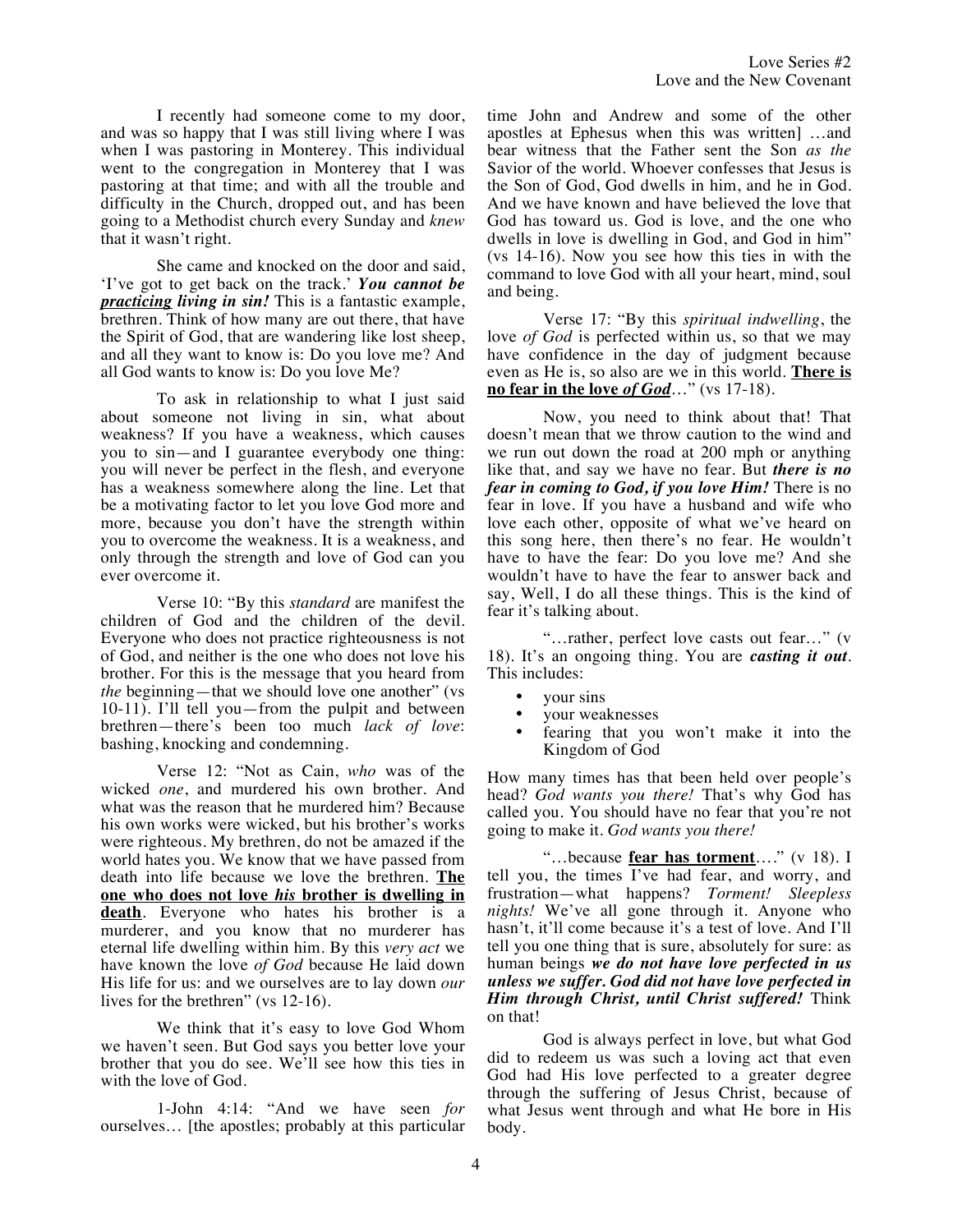I recently had someone come to my door, and was so happy that I was still living where I was when I was pastoring in Monterey. This individual went to the congregation in Monterey that I was pastoring at that time; and with all the trouble and difficulty in the Church, dropped out, and has been going to a Methodist church every Sunday and *knew* that it wasn't right.

She came and knocked on the door and said, 'I've got to get back on the track.' ***You cannot be practicing living in sin!*** This is a fantastic example, brethren. Think of how many are out there, that have the Spirit of God, that are wandering like lost sheep, and all they want to know is: Do you love me? And all God wants to know is: Do you love Me?

To ask in relationship to what I just said about someone not living in sin, what about weakness? If you have a weakness, which causes you to sin—and I guarantee everybody one thing: you will never be perfect in the flesh, and everyone has a weakness somewhere along the line. Let that be a motivating factor to let you love God more and more, because you don't have the strength within you to overcome the weakness. It is a weakness, and only through the strength and love of God can you ever overcome it.

Verse 10: "By this *standard* are manifest the children of God and the children of the devil. Everyone who does not practice righteousness is not of God, and neither is the one who does not love his brother. For this is the message that you heard from *the* beginning—that we should love one another" (vs 10-11). I'll tell you—from the pulpit and between brethren—there's been too much *lack of love*: bashing, knocking and condemning.

Verse 12: "Not as Cain, *who* was of the wicked *one*, and murdered his own brother. And what was the reason that he murdered him? Because his own works were wicked, but his brother's works were righteous. My brethren, do not be amazed if the world hates you. We know that we have passed from death into life because we love the brethren. **The one who does not love *his* brother is dwelling in death**. Everyone who hates his brother is a murderer, and you know that no murderer has eternal life dwelling within him. By this *very act* we have known the love *of God* because He laid down His life for us: and we ourselves are to lay down *our* lives for the brethren" (vs 12-16).

We think that it's easy to love God Whom we haven't seen. But God says you better love your brother that you do see. We'll see how this ties in with the love of God.

1-John 4:14: "And we have seen *for* ourselves… [the apostles; probably at this particular time John and Andrew and some of the other apostles at Ephesus when this was written] …and bear witness that the Father sent the Son *as the* Savior of the world. Whoever confesses that Jesus is the Son of God, God dwells in him, and he in God. And we have known and have believed the love that God has toward us. God is love, and the one who dwells in love is dwelling in God, and God in him" (vs 14-16). Now you see how this ties in with the command to love God with all your heart, mind, soul and being.

Verse 17: "By this *spiritual indwelling*, the love *of God* is perfected within us, so that we may have confidence in the day of judgment because even as He is, so also are we in this world. **There is no fear in the love *of God***…" (vs 17-18).

Now, you need to think about that! That doesn't mean that we throw caution to the wind and we run out down the road at 200 mph or anything like that, and say we have no fear. But ***there is no fear in coming to God, if you love Him!*** There is no fear in love. If you have a husband and wife who love each other, opposite of what we've heard on this song here, then there's no fear. He wouldn't have to have the fear: Do you love me? And she wouldn't have to have the fear to answer back and say, Well, I do all these things. This is the kind of fear it's talking about.

"…rather, perfect love casts out fear…" (v 18). It's an ongoing thing. You are ***casting it out***. This includes:

- your sins
- your weaknesses
- fearing that you won't make it into the Kingdom of God

How many times has that been held over people's head? *God wants you there!* That's why God has called you. You should have no fear that you're not going to make it. *God wants you there!*

"…because **fear has torment**…." (v 18). I tell you, the times I've had fear, and worry, and frustration—what happens? *Torment! Sleepless nights!* We've all gone through it. Anyone who hasn't, it'll come because it's a test of love. And I'll tell you one thing that is sure, absolutely for sure: as human beings ***we do not have love perfected in us unless we suffer. God did not have love perfected in Him through Christ, until Christ suffered!*** Think on that!

God is always perfect in love, but what God did to redeem us was such a loving act that even God had His love perfected to a greater degree through the suffering of Jesus Christ, because of what Jesus went through and what He bore in His body.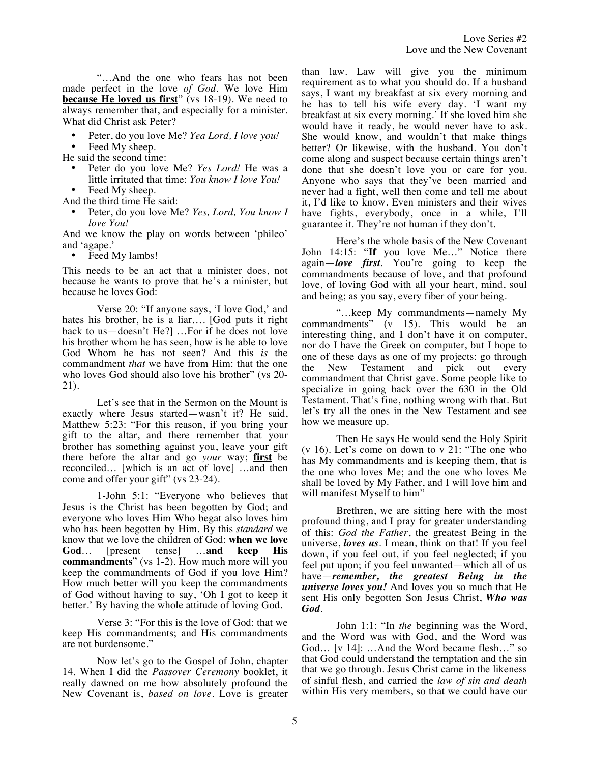"…And the one who fears has not been made perfect in the love *of God*. We love Him **<u>because He loved us first</u>**" (vs 18-19). We need to always remember that, and especially for a minister. What did Christ ask Peter?

- Peter, do you love Me? *Yea Lord, I love you!*
- Feed My sheep.

He said the second time:

- Peter do you love Me? *Yes Lord!* He was a little irritated that time: *You know I love You!*
- Feed My sheep.

And the third time He said:

- Peter, do you love Me? *Yes, Lord, You know I love You!*

And we know the play on words between 'phileo' and 'agape.'

- Feed My lambs!

This needs to be an act that a minister does, not because he wants to prove that he's a minister, but because he loves God:

Verse 20: "If anyone says, 'I love God,' and hates his brother, he is a liar…. [God puts it right back to us—doesn't He?] …For if he does not love his brother whom he has seen, how is he able to love God Whom he has not seen? And this *is* the commandment *that* we have from Him: that the one who loves God should also love his brother" (vs 20-21).

Let's see that in the Sermon on the Mount is exactly where Jesus started—wasn't it? He said, Matthew 5:23: "For this reason, if you bring your gift to the altar, and there remember that your brother has something against you, leave your gift there before the altar and go *your* way; **<u>first</u>** be reconciled… [which is an act of love] …and then come and offer your gift" (vs 23-24).

1-John 5:1: "Everyone who believes that Jesus is the Christ has been begotten by God; and everyone who loves Him Who begat also loves him who has been begotten by Him. By this *standard* we know that we love the children of God: **when we love God**… [present tense] …**and keep His commandments**" (vs 1-2). How much more will you keep the commandments of God if you love Him? How much better will you keep the commandments of God without having to say, 'Oh I got to keep it better.' By having the whole attitude of loving God.

Verse 3: "For this is the love of God: that we keep His commandments; and His commandments are not burdensome."

Now let's go to the Gospel of John, chapter 14. When I did the *Passover Ceremony* booklet, it really dawned on me how absolutely profound the New Covenant is, *based on love*. Love is greater than law. Law will give you the minimum requirement as to what you should do. If a husband says, I want my breakfast at six every morning and he has to tell his wife every day. 'I want my breakfast at six every morning.' If she loved him she would have it ready, he would never have to ask. She would know, and wouldn't that make things better? Or likewise, with the husband. You don't come along and suspect because certain things aren't done that she doesn't love you or care for you. Anyone who says that they've been married and never had a fight, well then come and tell me about it, I'd like to know. Even ministers and their wives have fights, everybody, once in a while, I'll guarantee it. They're not human if they don't.

Here's the whole basis of the New Covenant John 14:15: "**If** you love Me…" Notice there again—***love first***. You're going to keep the commandments because of love, and that profound love, of loving God with all your heart, mind, soul and being; as you say, every fiber of your being.

"…keep My commandments—namely My commandments" (v 15). This would be an interesting thing, and I don't have it on computer, nor do I have the Greek on computer, but I hope to one of these days as one of my projects: go through the New Testament and pick out every commandment that Christ gave. Some people like to specialize in going back over the 630 in the Old Testament. That's fine, nothing wrong with that. But let's try all the ones in the New Testament and see how we measure up.

Then He says He would send the Holy Spirit (v 16). Let's come on down to v 21: "The one who has My commandments and is keeping them, that is the one who loves Me; and the one who loves Me shall be loved by My Father, and I will love him and will manifest Myself to him"

Brethren, we are sitting here with the most profound thing, and I pray for greater understanding of this: *God the Father*, the greatest Being in the universe, ***loves us***. I mean, think on that! If you feel down, if you feel out, if you feel neglected; if you feel put upon; if you feel unwanted—which all of us have—***remember, the greatest Being in the universe loves you!*** And loves you so much that He sent His only begotten Son Jesus Christ, ***Who was God***.

John 1:1: "In *the* beginning was the Word, and the Word was with God, and the Word was God… [v 14]: …And the Word became flesh…" so that God could understand the temptation and the sin that we go through. Jesus Christ came in the likeness of sinful flesh, and carried the *law of sin and death* within His very members, so that we could have our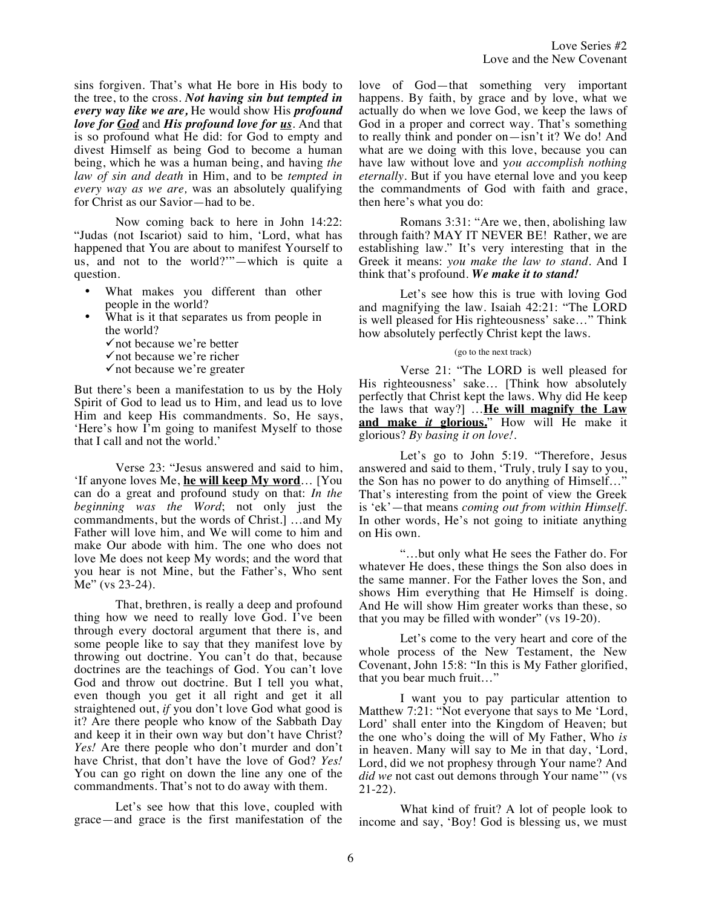sins forgiven. That's what He bore in His body to the tree, to the cross. ***Not having sin but tempted in every way like we are,*** He would show His ***profound love for God*** and ***His profound love for us***. And that is so profound what He did: for God to empty and divest Himself as being God to become a human being, which he was a human being, and having *the law of sin and death* in Him, and to be *tempted in every way as we are,* was an absolutely qualifying for Christ as our Savior—had to be.

Now coming back to here in John 14:22: "Judas (not Iscariot) said to him, 'Lord, what has happened that You are about to manifest Yourself to us, and not to the world?'"—which is quite a question.

- What makes you different than other people in the world?
- What is it that separates us from people in the world?
  - ✓not because we're better
  - ✓not because we're richer
  - ✓not because we're greater

But there's been a manifestation to us by the Holy Spirit of God to lead us to Him, and lead us to love Him and keep His commandments. So, He says, 'Here's how I'm going to manifest Myself to those that I call and not the world.'

Verse 23: "Jesus answered and said to him, 'If anyone loves Me, **he will keep My word**… [You can do a great and profound study on that: *In the beginning was the Word*; not only just the commandments, but the words of Christ.] …and My Father will love him, and We will come to him and make Our abode with him. The one who does not love Me does not keep My words; and the word that you hear is not Mine, but the Father's, Who sent Me" (vs 23-24).

That, brethren, is really a deep and profound thing how we need to really love God. I've been through every doctoral argument that there is, and some people like to say that they manifest love by throwing out doctrine. You can't do that, because doctrines are the teachings of God. You can't love God and throw out doctrine. But I tell you what, even though you get it all right and get it all straightened out, *if* you don't love God what good is it? Are there people who know of the Sabbath Day and keep it in their own way but don't have Christ? *Yes!* Are there people who don't murder and don't have Christ, that don't have the love of God? *Yes!* You can go right on down the line any one of the commandments. That's not to do away with them.

Let's see how that this love, coupled with grace—and grace is the first manifestation of the love of God—that something very important happens. By faith, by grace and by love, what we actually do when we love God, we keep the laws of God in a proper and correct way. That's something to really think and ponder on—isn't it? We do! And what are we doing with this love, because you can have law without love and y*ou accomplish nothing eternally*. But if you have eternal love and you keep the commandments of God with faith and grace, then here's what you do:

Romans 3:31: "Are we, then, abolishing law through faith? MAY IT NEVER BE! Rather, we are establishing law." It's very interesting that in the Greek it means: *you make the law to stand*. And I think that's profound. ***We make it to stand!***

Let's see how this is true with loving God and magnifying the law. Isaiah 42:21: "The LORD is well pleased for His righteousness' sake…" Think how absolutely perfectly Christ kept the laws.

(go to the next track)

Verse 21: "The LORD is well pleased for His righteousness' sake… [Think how absolutely perfectly that Christ kept the laws. Why did He keep the laws that way?] …**He will magnify the Law and make *it* glorious.**" How will He make it glorious? *By basing it on love!*.

Let's go to John 5:19. "Therefore, Jesus answered and said to them, 'Truly, truly I say to you, the Son has no power to do anything of Himself…" That's interesting from the point of view the Greek is 'ek'—that means *coming out from within Himself*. In other words, He's not going to initiate anything on His own.

"…but only what He sees the Father do. For whatever He does, these things the Son also does in the same manner. For the Father loves the Son, and shows Him everything that He Himself is doing. And He will show Him greater works than these, so that you may be filled with wonder" (vs 19-20).

Let's come to the very heart and core of the whole process of the New Testament, the New Covenant, John 15:8: "In this is My Father glorified, that you bear much fruit…"

I want you to pay particular attention to Matthew 7:21: "Not everyone that says to Me 'Lord, Lord' shall enter into the Kingdom of Heaven; but the one who's doing the will of My Father, Who *is* in heaven. Many will say to Me in that day, 'Lord, Lord, did we not prophesy through Your name? And *did we* not cast out demons through Your name'" (vs 21-22).

What kind of fruit? A lot of people look to income and say, 'Boy! God is blessing us, we must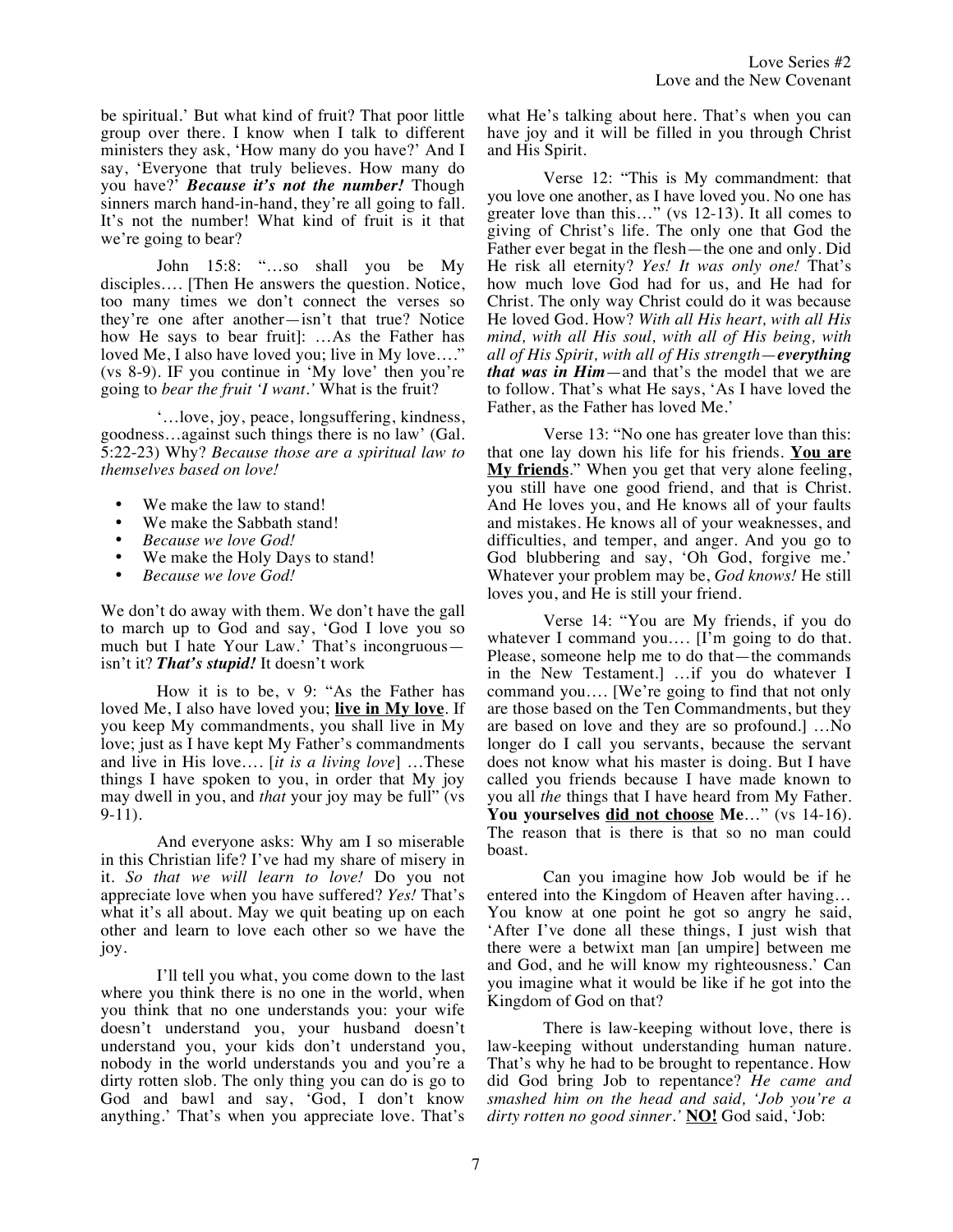be spiritual.' But what kind of fruit? That poor little group over there. I know when I talk to different ministers they ask, 'How many do you have?' And I say, 'Everyone that truly believes. How many do you have?' ***Because it's not the number!*** Though sinners march hand-in-hand, they're all going to fall. It's not the number! What kind of fruit is it that we're going to bear?

John 15:8: "…so shall you be My disciples…. [Then He answers the question. Notice, too many times we don't connect the verses so they're one after another—isn't that true? Notice how He says to bear fruit]: …As the Father has loved Me, I also have loved you; live in My love…." (vs 8-9). IF you continue in 'My love' then you're going to *bear the fruit 'I want.'* What is the fruit?

'…love, joy, peace, longsuffering, kindness, goodness…against such things there is no law' (Gal. 5:22-23) Why? *Because those are a spiritual law to themselves based on love!*

- We make the law to stand!
- We make the Sabbath stand!
- *Because we love God!*
- We make the Holy Days to stand!
- *Because we love God!*

We don't do away with them. We don't have the gall to march up to God and say, 'God I love you so much but I hate Your Law.' That's incongruous—isn't it? ***That's stupid!*** It doesn't work

How it is to be, v 9: "As the Father has loved Me, I also have loved you; **live in My love**. If you keep My commandments, you shall live in My love; just as I have kept My Father's commandments and live in His love…. [*it is a living love*] …These things I have spoken to you, in order that My joy may dwell in you, and *that* your joy may be full" (vs 9-11).

And everyone asks: Why am I so miserable in this Christian life? I've had my share of misery in it. *So that we will learn to love!* Do you not appreciate love when you have suffered? *Yes!* That's what it's all about. May we quit beating up on each other and learn to love each other so we have the joy.

I'll tell you what, you come down to the last where you think there is no one in the world, when you think that no one understands you: your wife doesn't understand you, your husband doesn't understand you, your kids don't understand you, nobody in the world understands you and you're a dirty rotten slob. The only thing you can do is go to God and bawl and say, 'God, I don't know anything.' That's when you appreciate love. That's what He's talking about here. That's when you can have joy and it will be filled in you through Christ and His Spirit.

Verse 12: "This is My commandment: that you love one another, as I have loved you. No one has greater love than this…" (vs 12-13). It all comes to giving of Christ's life. The only one that God the Father ever begat in the flesh—the one and only. Did He risk all eternity? *Yes! It was only one!* That's how much love God had for us, and He had for Christ. The only way Christ could do it was because He loved God. How? *With all His heart, with all His mind, with all His soul, with all of His being, with all of His Spirit, with all of His strength—**everything that was in Him***—and that's the model that we are to follow. That's what He says, 'As I have loved the Father, as the Father has loved Me.'

Verse 13: "No one has greater love than this: that one lay down his life for his friends. **You are My friends**." When you get that very alone feeling, you still have one good friend, and that is Christ. And He loves you, and He knows all of your faults and mistakes. He knows all of your weaknesses, and difficulties, and temper, and anger. And you go to God blubbering and say, 'Oh God, forgive me.' Whatever your problem may be, *God knows!* He still loves you, and He is still your friend.

Verse 14: "You are My friends, if you do whatever I command you…. [I'm going to do that. Please, someone help me to do that—the commands in the New Testament.] …if you do whatever I command you…. [We're going to find that not only are those based on the Ten Commandments, but they are based on love and they are so profound.] …No longer do I call you servants, because the servant does not know what his master is doing. But I have called you friends because I have made known to you all *the* things that I have heard from My Father. **You yourselves did not choose Me**…" (vs 14-16). The reason that is there is that so no man could boast.

Can you imagine how Job would be if he entered into the Kingdom of Heaven after having… You know at one point he got so angry he said, 'After I've done all these things, I just wish that there were a betwixt man [an umpire] between me and God, and he will know my righteousness.' Can you imagine what it would be like if he got into the Kingdom of God on that?

There is law-keeping without love, there is law-keeping without understanding human nature. That's why he had to be brought to repentance. How did God bring Job to repentance? *He came and smashed him on the head and said, 'Job you're a dirty rotten no good sinner.'* **NO!** God said, 'Job: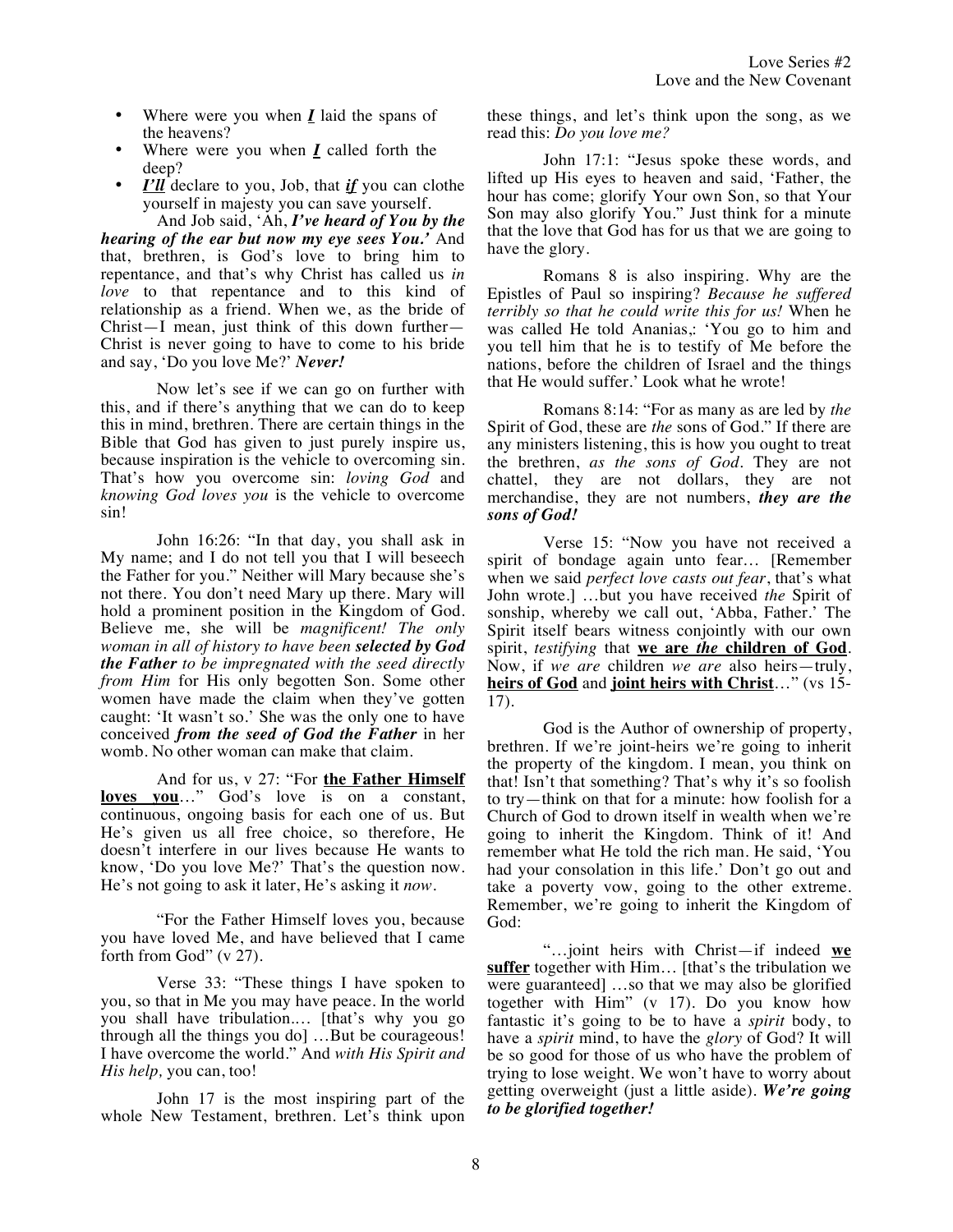- Where were you when ***I*** laid the spans of the heavens?
- Where were you when ***I*** called forth the deep?
- ***I'll*** declare to you, Job, that ***if*** you can clothe yourself in majesty you can save yourself.

And Job said, 'Ah, ***I've heard of You by the hearing of the ear but now my eye sees You.'*** And that, brethren, is God's love to bring him to repentance, and that's why Christ has called us *in love* to that repentance and to this kind of relationship as a friend. When we, as the bride of Christ—I mean, just think of this down further—Christ is never going to have to come to his bride and say, 'Do you love Me?' ***Never!***

Now let's see if we can go on further with this, and if there's anything that we can do to keep this in mind, brethren. There are certain things in the Bible that God has given to just purely inspire us, because inspiration is the vehicle to overcoming sin. That's how you overcome sin: *loving God* and *knowing God loves you* is the vehicle to overcome sin!

John 16:26: "In that day, you shall ask in My name; and I do not tell you that I will beseech the Father for you." Neither will Mary because she's not there. You don't need Mary up there. Mary will hold a prominent position in the Kingdom of God. Believe me, she will be *magnificent! The only woman in all of history to have been **selected by God the Father** to be impregnated with the seed directly from Him* for His only begotten Son. Some other women have made the claim when they've gotten caught: 'It wasn't so.' She was the only one to have conceived ***from the seed of God the Father*** in her womb. No other woman can make that claim.

And for us, v 27: "For **the Father Himself loves you**..." God's love is on a constant, continuous, ongoing basis for each one of us. But He's given us all free choice, so therefore, He doesn't interfere in our lives because He wants to know, 'Do you love Me?' That's the question now. He's not going to ask it later, He's asking it *now*.

"For the Father Himself loves you, because you have loved Me, and have believed that I came forth from God" (v 27).

Verse 33: "These things I have spoken to you, so that in Me you may have peace. In the world you shall have tribulation.... [that's why you go through all the things you do] ...But be courageous! I have overcome the world." And *with His Spirit and His help,* you can, too!

John 17 is the most inspiring part of the whole New Testament, brethren. Let's think upon these things, and let's think upon the song, as we read this: *Do you love me?*

John 17:1: "Jesus spoke these words, and lifted up His eyes to heaven and said, 'Father, the hour has come; glorify Your own Son, so that Your Son may also glorify You." Just think for a minute that the love that God has for us that we are going to have the glory.

Romans 8 is also inspiring. Why are the Epistles of Paul so inspiring? *Because he suffered terribly so that he could write this for us!* When he was called He told Ananias,: 'You go to him and you tell him that he is to testify of Me before the nations, before the children of Israel and the things that He would suffer.' Look what he wrote!

Romans 8:14: "For as many as are led by *the* Spirit of God, these are *the* sons of God." If there are any ministers listening, this is how you ought to treat the brethren, *as the sons of God*. They are not chattel, they are not dollars, they are not merchandise, they are not numbers, ***they are the sons of God!***

Verse 15: "Now you have not received a spirit of bondage again unto fear... [Remember when we said *perfect love casts out fear*, that's what John wrote.] ...but you have received *the* Spirit of sonship, whereby we call out, 'Abba, Father.' The Spirit itself bears witness conjointly with our own spirit, *testifying* that **we are *the* children of God**. Now, if *we are* children *we are* also heirs—truly, **heirs of God** and **joint heirs with Christ**..." (vs 15-17).

God is the Author of ownership of property, brethren. If we're joint-heirs we're going to inherit the property of the kingdom. I mean, you think on that! Isn't that something? That's why it's so foolish to try—think on that for a minute: how foolish for a Church of God to drown itself in wealth when we're going to inherit the Kingdom. Think of it! And remember what He told the rich man. He said, 'You had your consolation in this life.' Don't go out and take a poverty vow, going to the other extreme. Remember, we're going to inherit the Kingdom of God:

"...joint heirs with Christ—if indeed **we suffer** together with Him... [that's the tribulation we were guaranteed] ...so that we may also be glorified together with Him" (v 17). Do you know how fantastic it's going to be to have a *spirit* body, to have a *spirit* mind, to have the *glory* of God? It will be so good for those of us who have the problem of trying to lose weight. We won't have to worry about getting overweight (just a little aside). ***We're going to be glorified together!***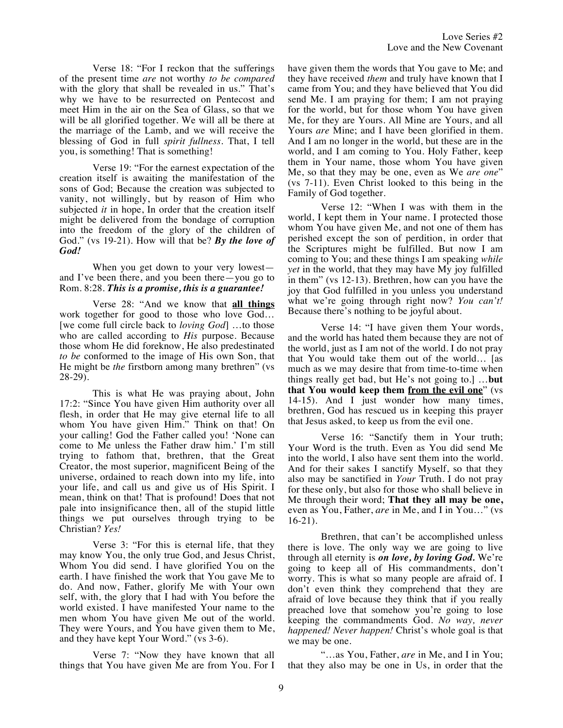Verse 18: "For I reckon that the sufferings of the present time *are* not worthy *to be compared* with the glory that shall be revealed in us." That's why we have to be resurrected on Pentecost and meet Him in the air on the Sea of Glass, so that we will be all glorified together. We will all be there at the marriage of the Lamb, and we will receive the blessing of God in full *spirit fullness*. That, I tell you, is something! That is something!

Verse 19: "For the earnest expectation of the creation itself is awaiting the manifestation of the sons of God; Because the creation was subjected to vanity, not willingly, but by reason of Him who subjected *it* in hope, In order that the creation itself might be delivered from the bondage of corruption into the freedom of the glory of the children of God." (vs 19-21). How will that be? ***By the love of God!***

When you get down to your very lowest—and I've been there, and you been there—you go to Rom. 8:28. ***This is a promise, this is a guarantee!***

Verse 28: "And we know that **all things** work together for good to those who love God… [we come full circle back to *loving God*] …to those who are called according to *His* purpose. Because those whom He did foreknow, He also predestinated *to be* conformed to the image of His own Son, that He might be *the* firstborn among many brethren" (vs 28-29).

This is what He was praying about, John 17:2: "Since You have given Him authority over all flesh, in order that He may give eternal life to all whom You have given Him." Think on that! On your calling! God the Father called you! 'None can come to Me unless the Father draw him.' I'm still trying to fathom that, brethren, that the Great Creator, the most superior, magnificent Being of the universe, ordained to reach down into my life, into your life, and call us and give us of His Spirit. I mean, think on that! That is profound! Does that not pale into insignificance then, all of the stupid little things we put ourselves through trying to be Christian? *Yes!*

Verse 3: "For this is eternal life, that they may know You, the only true God, and Jesus Christ, Whom You did send. I have glorified You on the earth. I have finished the work that You gave Me to do. And now, Father, glorify Me with Your own self, with, the glory that I had with You before the world existed. I have manifested Your name to the men whom You have given Me out of the world. They were Yours, and You have given them to Me, and they have kept Your Word." (vs 3-6).

Verse 7: "Now they have known that all things that You have given Me are from You. For I have given them the words that You gave to Me; and they have received *them* and truly have known that I came from You; and they have believed that You did send Me. I am praying for them; I am not praying for the world, but for those whom You have given Me, for they are Yours. All Mine are Yours, and all Yours *are* Mine; and I have been glorified in them. And I am no longer in the world, but these are in the world, and I am coming to You. Holy Father, keep them in Your name, those whom You have given Me, so that they may be one, even as We *are one*" (vs 7-11). Even Christ looked to this being in the Family of God together.

Verse 12: "When I was with them in the world, I kept them in Your name. I protected those whom You have given Me, and not one of them has perished except the son of perdition, in order that the Scriptures might be fulfilled. But now I am coming to You; and these things I am speaking *while yet* in the world, that they may have My joy fulfilled in them" (vs 12-13). Brethren, how can you have the joy that God fulfilled in you unless you understand what we're going through right now? *You can't!* Because there's nothing to be joyful about.

Verse 14: "I have given them Your words, and the world has hated them because they are not of the world, just as I am not of the world. I do not pray that You would take them out of the world… [as much as we may desire that from time-to-time when things really get bad, but He's not going to.] …**but that You would keep them from the evil one**" (vs 14-15). And I just wonder how many times, brethren, God has rescued us in keeping this prayer that Jesus asked, to keep us from the evil one.

Verse 16: "Sanctify them in Your truth; Your Word is the truth. Even as You did send Me into the world, I also have sent them into the world. And for their sakes I sanctify Myself, so that they also may be sanctified in *Your* Truth. I do not pray for these only, but also for those who shall believe in Me through their word; **That they all may be one,** even as You, Father, *are* in Me, and I in You…" (vs 16-21).

Brethren, that can't be accomplished unless there is love. The only way we are going to live through all eternity is ***on love, by loving God.*** We're going to keep all of His commandments, don't worry. This is what so many people are afraid of. I don't even think they comprehend that they are afraid of love because they think that if you really preached love that somehow you're going to lose keeping the commandments God. *No way, never happened! Never happen!* Christ's whole goal is that we may be one.

"…as You, Father, *are* in Me, and I in You; that they also may be one in Us, in order that the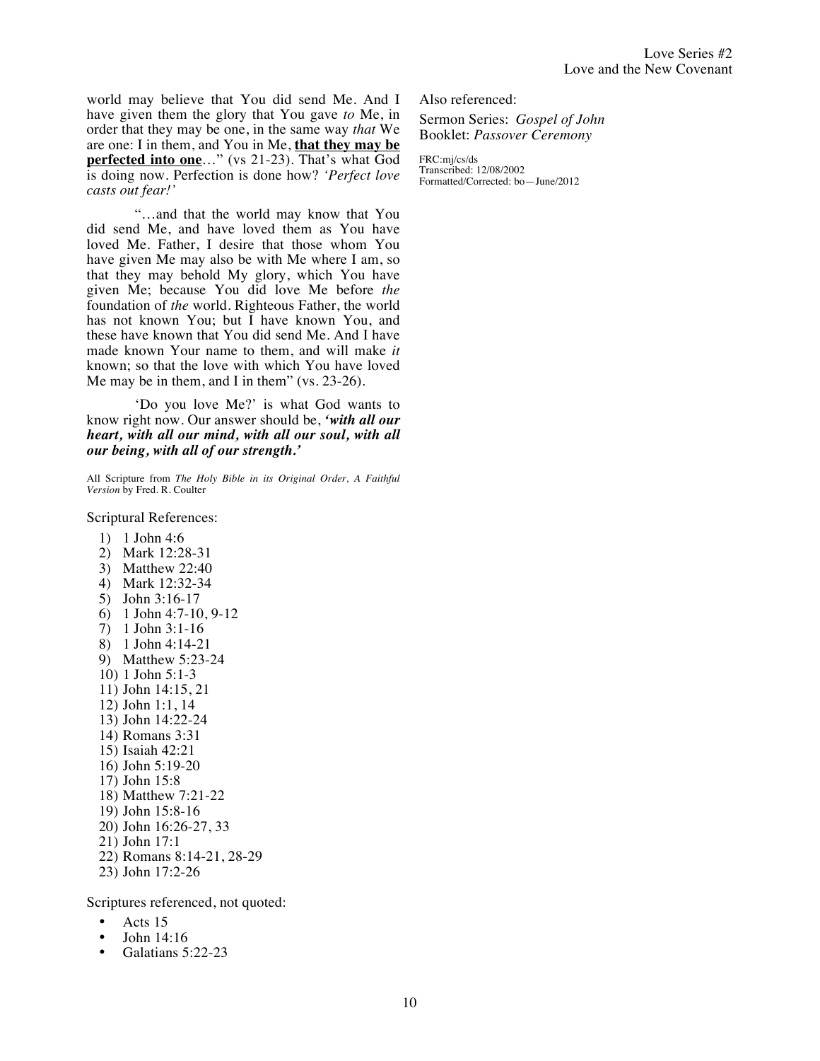world may believe that You did send Me. And I have given them the glory that You gave *to* Me, in order that they may be one, in the same way *that* We are one: I in them, and You in Me, **that they may be perfected into one**…" (vs 21-23). That's what God is doing now. Perfection is done how? *'Perfect love casts out fear!'*

"…and that the world may know that You did send Me, and have loved them as You have loved Me. Father, I desire that those whom You have given Me may also be with Me where I am, so that they may behold My glory, which You have given Me; because You did love Me before *the* foundation of *the* world. Righteous Father, the world has not known You; but I have known You, and these have known that You did send Me. And I have made known Your name to them, and will make *it* known; so that the love with which You have loved Me may be in them, and I in them" (vs. 23-26).

'Do you love Me?' is what God wants to know right now. Our answer should be, ***'with all our heart, with all our mind, with all our soul, with all our being, with all of our strength.'***

All Scripture from *The Holy Bible in its Original Order, A Faithful Version* by Fred. R. Coulter

Scriptural References:

1) 1 John 4:6
2) Mark 12:28-31
3) Matthew 22:40
4) Mark 12:32-34
5) John 3:16-17
6) 1 John 4:7-10, 9-12
7) 1 John 3:1-16
8) 1 John 4:14-21
9) Matthew 5:23-24
10) 1 John 5:1-3
11) John 14:15, 21
12) John 1:1, 14
13) John 14:22-24
14) Romans 3:31
15) Isaiah 42:21
16) John 5:19-20
17) John 15:8
18) Matthew 7:21-22
19) John 15:8-16
20) John 16:26-27, 33
21) John 17:1
22) Romans 8:14-21, 28-29
23) John 17:2-26

Scriptures referenced, not quoted:

- Acts 15
- John 14:16
- Galatians 5:22-23

Also referenced:

Sermon Series: *Gospel of John*
Booklet: *Passover Ceremony*

FRC:mj/cs/ds
Transcribed: 12/08/2002
Formatted/Corrected: bo—June/2012